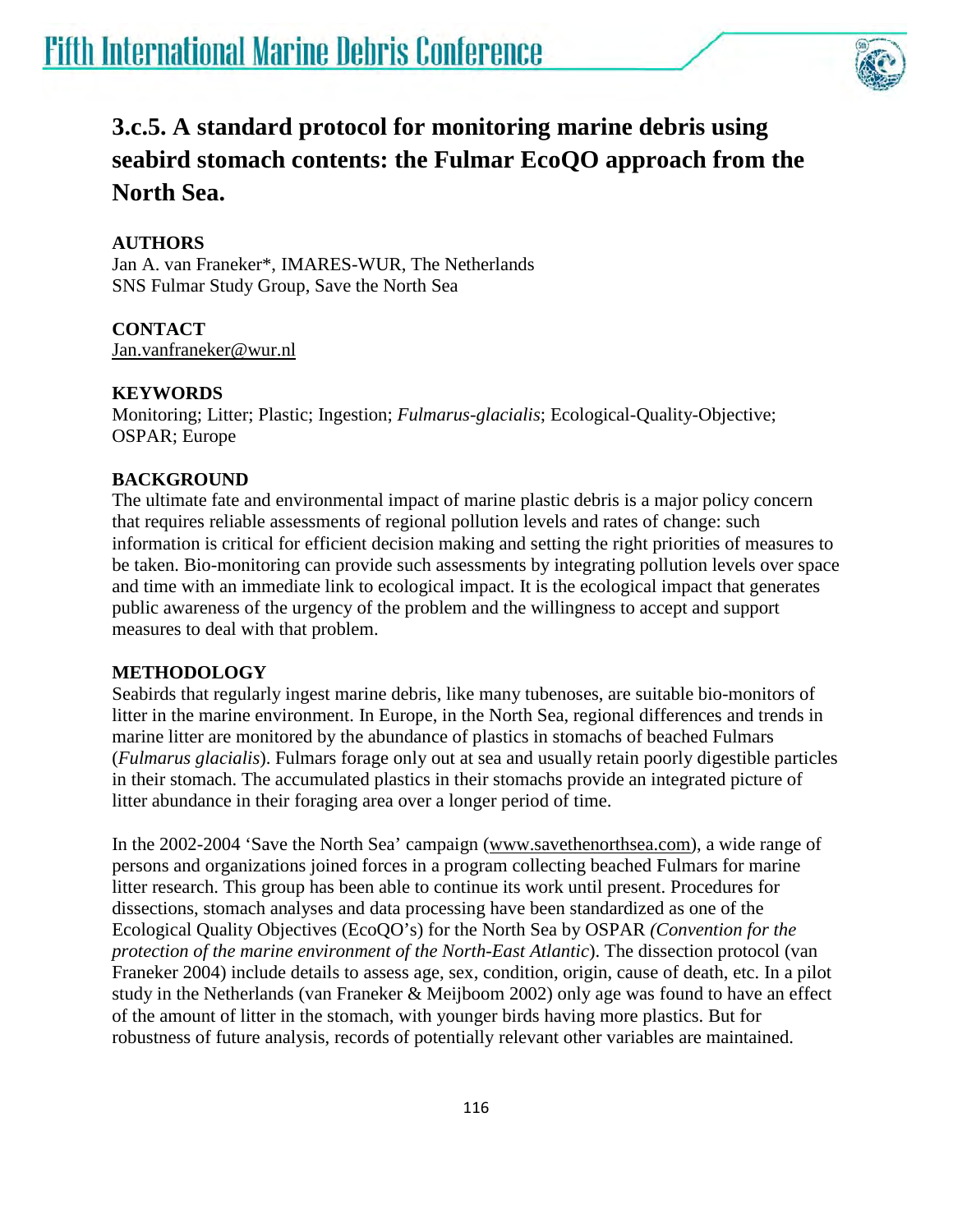# 3.c.5. A standard protocol for monitoring marine debris using seabird stomach contents: the Fulmar EcoQO approach from the North Sea.

**AUTHORS**
Jan A. van Franeker*, IMARES-WUR, The Netherlands
SNS Fulmar Study Group, Save the North Sea

**CONTACT**
Jan.vanfraneker@wur.nl

**KEYWORDS**
Monitoring; Litter; Plastic; Ingestion; *Fulmarus-glacialis*; Ecological-Quality-Objective; OSPAR; Europe

**BACKGROUND**
The ultimate fate and environmental impact of marine plastic debris is a major policy concern that requires reliable assessments of regional pollution levels and rates of change: such information is critical for efficient decision making and setting the right priorities of measures to be taken. Bio-monitoring can provide such assessments by integrating pollution levels over space and time with an immediate link to ecological impact. It is the ecological impact that generates public awareness of the urgency of the problem and the willingness to accept and support measures to deal with that problem.

**METHODOLOGY**
Seabirds that regularly ingest marine debris, like many tubenoses, are suitable bio-monitors of litter in the marine environment. In Europe, in the North Sea, regional differences and trends in marine litter are monitored by the abundance of plastics in stomachs of beached Fulmars (*Fulmarus glacialis*). Fulmars forage only out at sea and usually retain poorly digestible particles in their stomach. The accumulated plastics in their stomachs provide an integrated picture of litter abundance in their foraging area over a longer period of time.

In the 2002-2004 'Save the North Sea' campaign (www.savethenorthsea.com), a wide range of persons and organizations joined forces in a program collecting beached Fulmars for marine litter research. This group has been able to continue its work until present. Procedures for dissections, stomach analyses and data processing have been standardized as one of the Ecological Quality Objectives (EcoQO's) for the North Sea by OSPAR *(Convention for the protection of the marine environment of the North-East Atlantic*). The dissection protocol (van Franeker 2004) include details to assess age, sex, condition, origin, cause of death, etc. In a pilot study in the Netherlands (van Franeker & Meijboom 2002) only age was found to have an effect of the amount of litter in the stomach, with younger birds having more plastics. But for robustness of future analysis, records of potentially relevant other variables are maintained.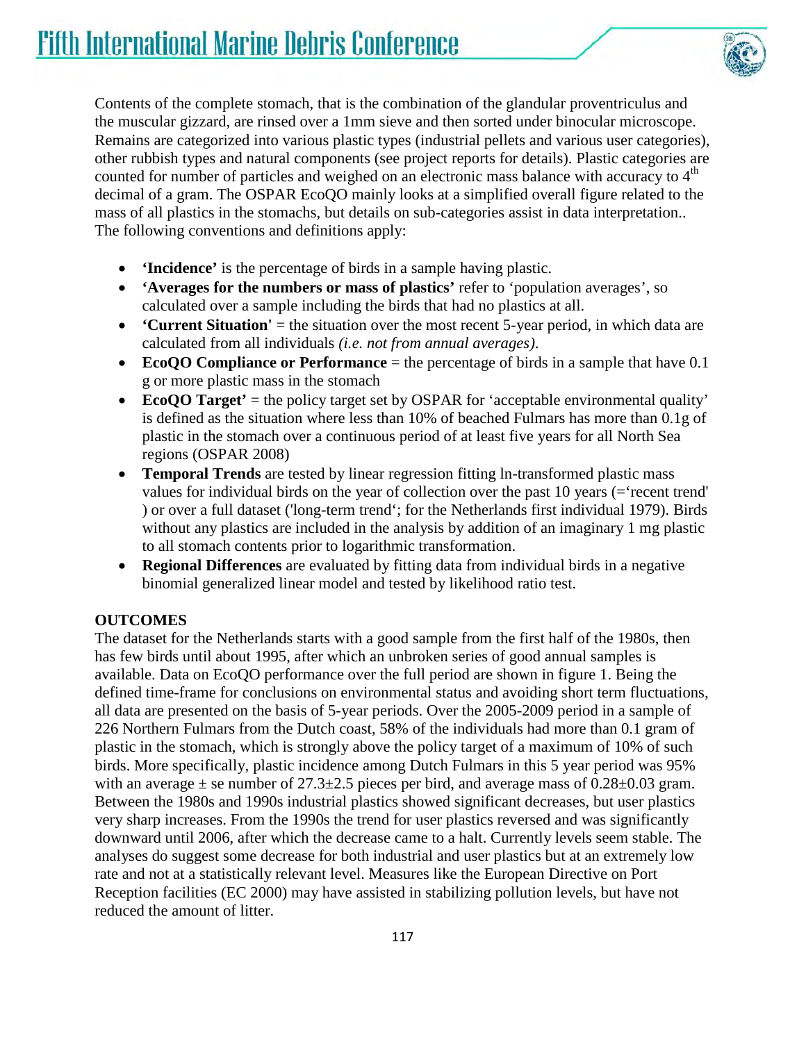Contents of the complete stomach, that is the combination of the glandular proventriculus and the muscular gizzard, are rinsed over a 1mm sieve and then sorted under binocular microscope. Remains are categorized into various plastic types (industrial pellets and various user categories), other rubbish types and natural components (see project reports for details). Plastic categories are counted for number of particles and weighed on an electronic mass balance with accuracy to 4[th] decimal of a gram. The OSPAR EcoQO mainly looks at a simplified overall figure related to the mass of all plastics in the stomachs, but details on sub-categories assist in data interpretation.. The following conventions and definitions apply:

- **'Incidence'** is the percentage of birds in a sample having plastic.
- **'Averages for the numbers or mass of plastics'** refer to 'population averages', so calculated over a sample including the birds that had no plastics at all.
- **'Current Situation'** = the situation over the most recent 5-year period, in which data are calculated from all individuals *(i.e. not from annual averages).*
- **EcoQO Compliance or Performance** = the percentage of birds in a sample that have 0.1 g or more plastic mass in the stomach
- **EcoQO Target'** = the policy target set by OSPAR for 'acceptable environmental quality' is defined as the situation where less than 10% of beached Fulmars has more than 0.1g of plastic in the stomach over a continuous period of at least five years for all North Sea regions (OSPAR 2008)
- **Temporal Trends** are tested by linear regression fitting ln-transformed plastic mass values for individual birds on the year of collection over the past 10 years (='recent trend' ) or over a full dataset ('long-term trend'; for the Netherlands first individual 1979). Birds without any plastics are included in the analysis by addition of an imaginary 1 mg plastic to all stomach contents prior to logarithmic transformation.
- **Regional Differences** are evaluated by fitting data from individual birds in a negative binomial generalized linear model and tested by likelihood ratio test.

## OUTCOMES

The dataset for the Netherlands starts with a good sample from the first half of the 1980s, then has few birds until about 1995, after which an unbroken series of good annual samples is available. Data on EcoQO performance over the full period are shown in figure 1. Being the defined time-frame for conclusions on environmental status and avoiding short term fluctuations, all data are presented on the basis of 5-year periods. Over the 2005-2009 period in a sample of 226 Northern Fulmars from the Dutch coast, 58% of the individuals had more than 0.1 gram of plastic in the stomach, which is strongly above the policy target of a maximum of 10% of such birds. More specifically, plastic incidence among Dutch Fulmars in this 5 year period was 95% with an average ± se number of 27.3±2.5 pieces per bird, and average mass of 0.28±0.03 gram. Between the 1980s and 1990s industrial plastics showed significant decreases, but user plastics very sharp increases. From the 1990s the trend for user plastics reversed and was significantly downward until 2006, after which the decrease came to a halt. Currently levels seem stable. The analyses do suggest some decrease for both industrial and user plastics but at an extremely low rate and not at a statistically relevant level. Measures like the European Directive on Port Reception facilities (EC 2000) may have assisted in stabilizing pollution levels, but have not reduced the amount of litter.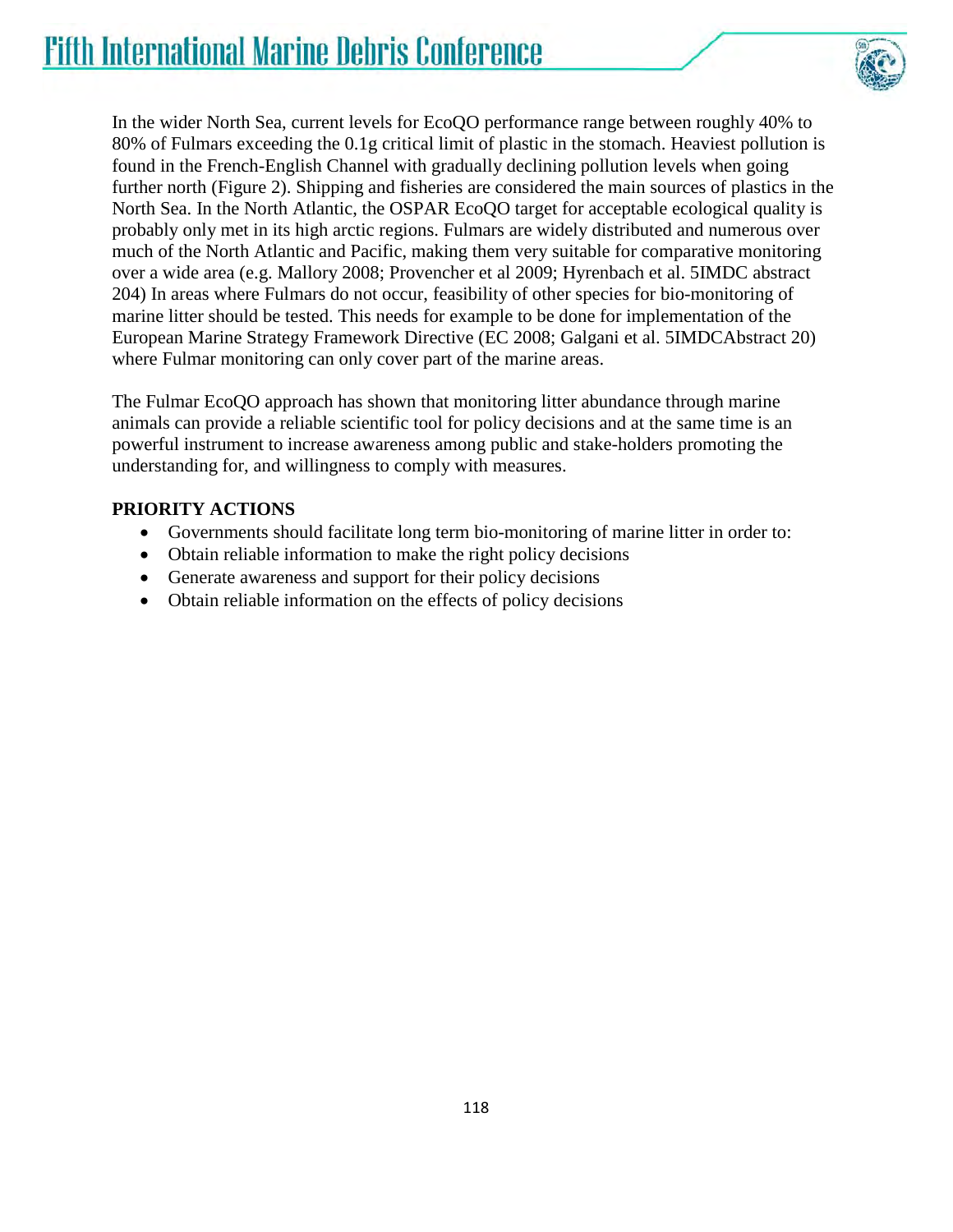In the wider North Sea, current levels for EcoQO performance range between roughly 40% to 80% of Fulmars exceeding the 0.1g critical limit of plastic in the stomach. Heaviest pollution is found in the French-English Channel with gradually declining pollution levels when going further north (Figure 2). Shipping and fisheries are considered the main sources of plastics in the North Sea. In the North Atlantic, the OSPAR EcoQO target for acceptable ecological quality is probably only met in its high arctic regions. Fulmars are widely distributed and numerous over much of the North Atlantic and Pacific, making them very suitable for comparative monitoring over a wide area (e.g. Mallory 2008; Provencher et al 2009; Hyrenbach et al. 5IMDC abstract 204) In areas where Fulmars do not occur, feasibility of other species for bio-monitoring of marine litter should be tested. This needs for example to be done for implementation of the European Marine Strategy Framework Directive (EC 2008; Galgani et al. 5IMDCAbstract 20) where Fulmar monitoring can only cover part of the marine areas.

The Fulmar EcoQO approach has shown that monitoring litter abundance through marine animals can provide a reliable scientific tool for policy decisions and at the same time is an powerful instrument to increase awareness among public and stake-holders promoting the understanding for, and willingness to comply with measures.

**PRIORITY ACTIONS**

- Governments should facilitate long term bio-monitoring of marine litter in order to:
- Obtain reliable information to make the right policy decisions
- Generate awareness and support for their policy decisions
- Obtain reliable information on the effects of policy decisions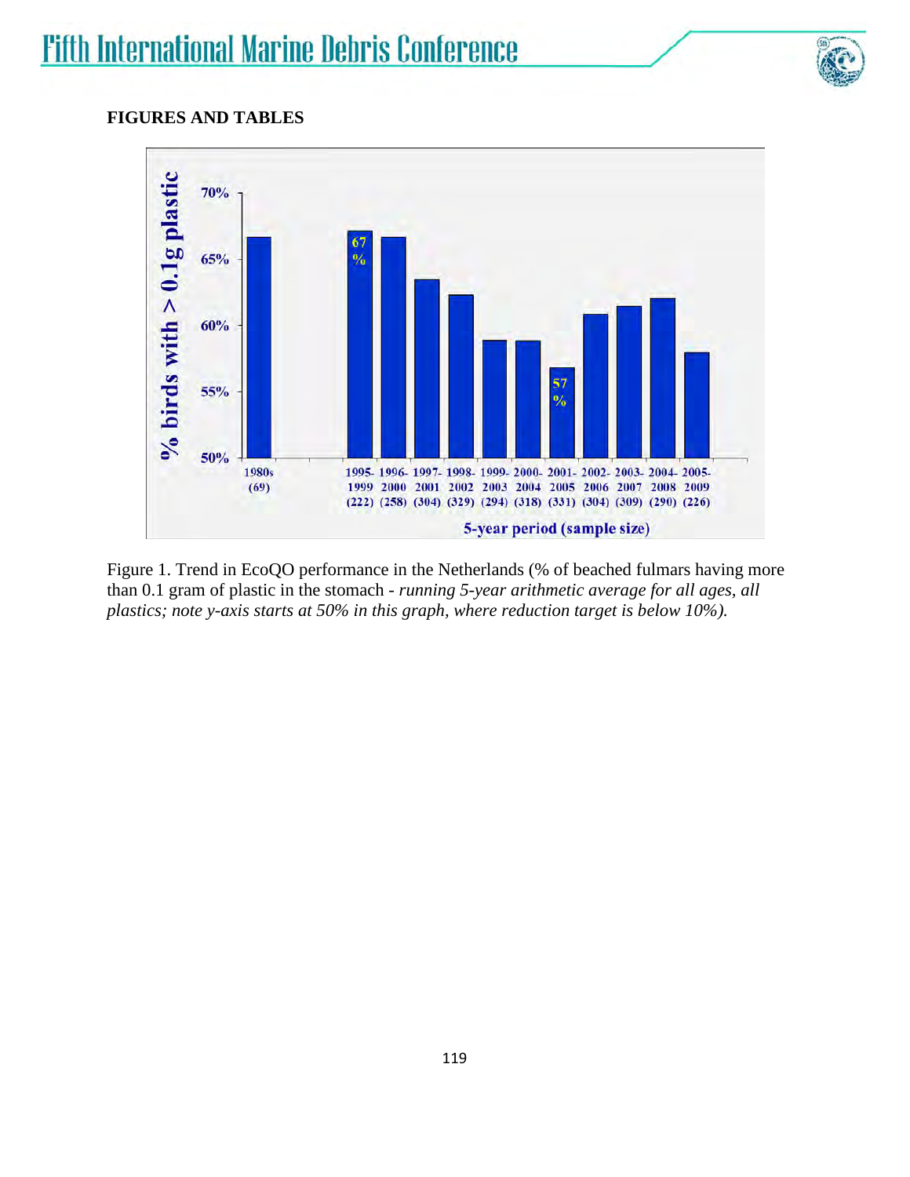**FIGURES AND TABLES**

Figure 1. Trend in EcoQO performance in the Netherlands (% of beached fulmars having more than 0.1 gram of plastic in the stomach - *running 5-year arithmetic average for all ages, all plastics; note y-axis starts at 50% in this graph, where reduction target is below 10%).*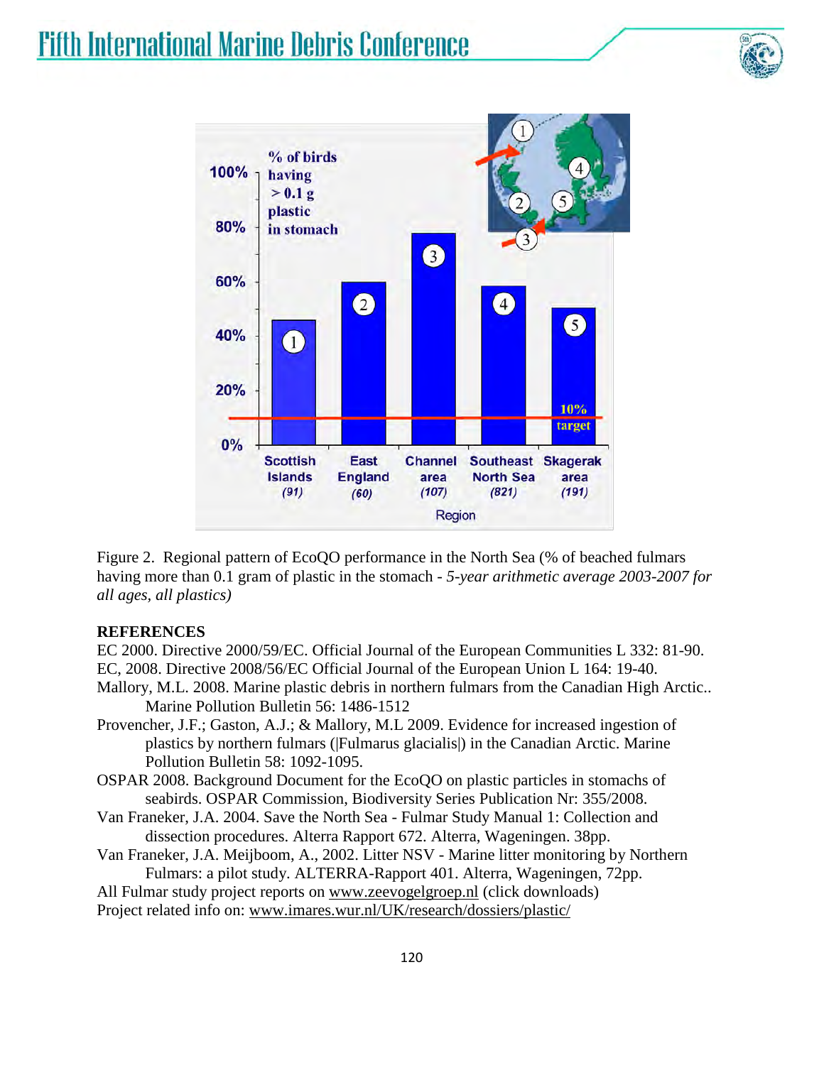100%

80%

60%

40%

20%

0%

% of birds having > 0.1 g plastic in stomach

1 2 3 4 5

10% target

Scottish Islands (91)

East England (60)

Channel area (107)

Southeast North Sea (821)

Skagerak area (191)

Region

Figure 2. Regional pattern of EcoQO performance in the North Sea (% of beached fulmars having more than 0.1 gram of plastic in the stomach - *5-year arithmetic average 2003-2007 for all ages, all plastics)*

**REFERENCES**

EC 2000. Directive 2000/59/EC. Official Journal of the European Communities L 332: 81-90.

EC, 2008. Directive 2008/56/EC Official Journal of the European Union L 164: 19-40.

Mallory, M.L. 2008. Marine plastic debris in northern fulmars from the Canadian High Arctic.. Marine Pollution Bulletin 56: 1486-1512

Provencher, J.F.; Gaston, A.J.; & Mallory, M.L 2009. Evidence for increased ingestion of plastics by northern fulmars (|Fulmarus glacialis|) in the Canadian Arctic. Marine Pollution Bulletin 58: 1092-1095.

OSPAR 2008. Background Document for the EcoQO on plastic particles in stomachs of seabirds. OSPAR Commission, Biodiversity Series Publication Nr: 355/2008.

Van Franeker, J.A. 2004. Save the North Sea - Fulmar Study Manual 1: Collection and dissection procedures. Alterra Rapport 672. Alterra, Wageningen. 38pp.

Van Franeker, J.A. Meijboom, A., 2002. Litter NSV - Marine litter monitoring by Northern Fulmars: a pilot study. ALTERRA-Rapport 401. Alterra, Wageningen, 72pp.

All Fulmar study project reports on www.zeevogelgroep.nl (click downloads)

Project related info on: www.imares.wur.nl/UK/research/dossiers/plastic/